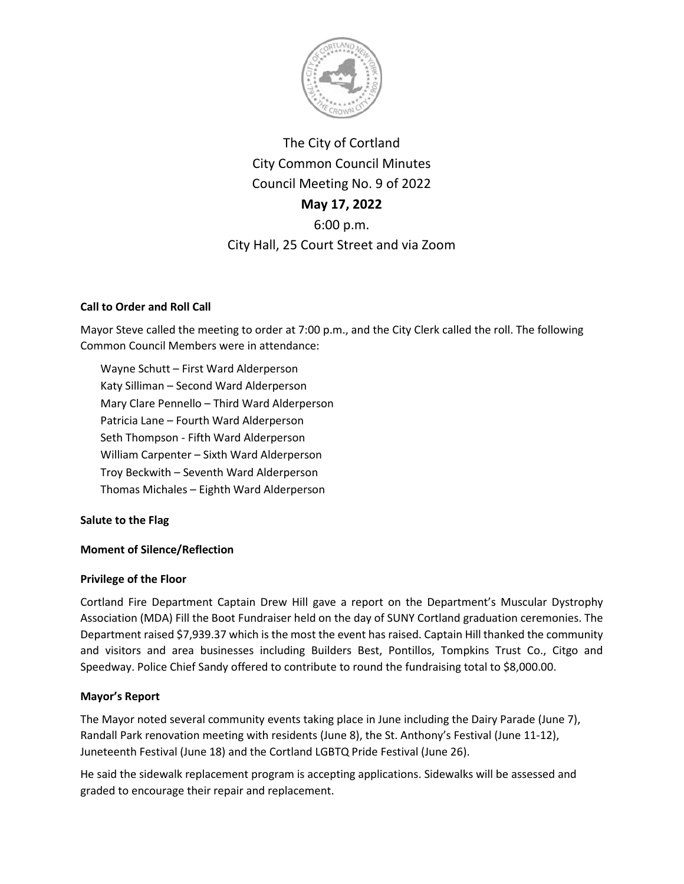# The City of Cortland
## City Common Council Minutes
## Council Meeting No. 9 of 2022
## **May 17, 2022**
6:00 p.m.

City Hall, 25 Court Street and via Zoom

**Call to Order and Roll Call**

Mayor Steve called the meeting to order at 7:00 p.m., and the City Clerk called the roll. The following Common Council Members were in attendance:

Wayne Schutt – First Ward Alderperson
Katy Silliman – Second Ward Alderperson
Mary Clare Pennello – Third Ward Alderperson
Patricia Lane – Fourth Ward Alderperson
Seth Thompson - Fifth Ward Alderperson
William Carpenter – Sixth Ward Alderperson
Troy Beckwith – Seventh Ward Alderperson
Thomas Michales – Eighth Ward Alderperson

**Salute to the Flag**

**Moment of Silence/Reflection**

**Privilege of the Floor**

Cortland Fire Department Captain Drew Hill gave a report on the Department's Muscular Dystrophy Association (MDA) Fill the Boot Fundraiser held on the day of SUNY Cortland graduation ceremonies. The Department raised $7,939.37 which is the most the event has raised. Captain Hill thanked the community and visitors and area businesses including Builders Best, Pontillos, Tompkins Trust Co., Citgo and Speedway. Police Chief Sandy offered to contribute to round the fundraising total to $8,000.00.

**Mayor's Report**

The Mayor noted several community events taking place in June including the Dairy Parade (June 7), Randall Park renovation meeting with residents (June 8), the St. Anthony's Festival (June 11-12), Juneteenth Festival (June 18) and the Cortland LGBTQ Pride Festival (June 26).

He said the sidewalk replacement program is accepting applications. Sidewalks will be assessed and graded to encourage their repair and replacement.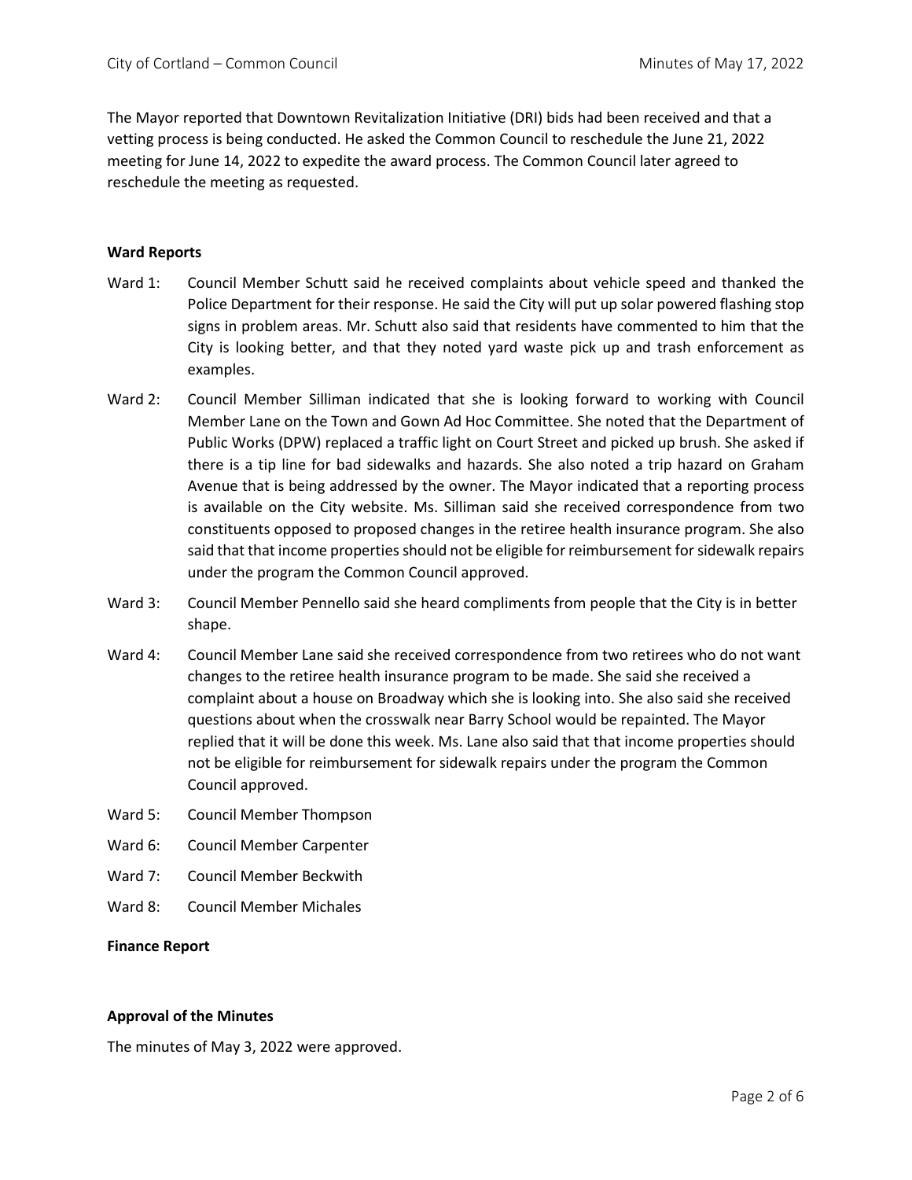The Mayor reported that Downtown Revitalization Initiative (DRI) bids had been received and that a vetting process is being conducted. He asked the Common Council to reschedule the June 21, 2022 meeting for June 14, 2022 to expedite the award process. The Common Council later agreed to reschedule the meeting as requested.

**Ward Reports**

Ward 1: Council Member Schutt said he received complaints about vehicle speed and thanked the Police Department for their response. He said the City will put up solar powered flashing stop signs in problem areas. Mr. Schutt also said that residents have commented to him that the City is looking better, and that they noted yard waste pick up and trash enforcement as examples.

Ward 2: Council Member Silliman indicated that she is looking forward to working with Council Member Lane on the Town and Gown Ad Hoc Committee. She noted that the Department of Public Works (DPW) replaced a traffic light on Court Street and picked up brush. She asked if there is a tip line for bad sidewalks and hazards. She also noted a trip hazard on Graham Avenue that is being addressed by the owner. The Mayor indicated that a reporting process is available on the City website. Ms. Silliman said she received correspondence from two constituents opposed to proposed changes in the retiree health insurance program. She also said that that income properties should not be eligible for reimbursement for sidewalk repairs under the program the Common Council approved.

Ward 3: Council Member Pennello said she heard compliments from people that the City is in better shape.

Ward 4: Council Member Lane said she received correspondence from two retirees who do not want changes to the retiree health insurance program to be made. She said she received a complaint about a house on Broadway which she is looking into. She also said she received questions about when the crosswalk near Barry School would be repainted. The Mayor replied that it will be done this week. Ms. Lane also said that that income properties should not be eligible for reimbursement for sidewalk repairs under the program the Common Council approved.

Ward 5: Council Member Thompson

Ward 6: Council Member Carpenter

Ward 7: Council Member Beckwith

Ward 8: Council Member Michales

**Finance Report**

**Approval of the Minutes**

The minutes of May 3, 2022 were approved.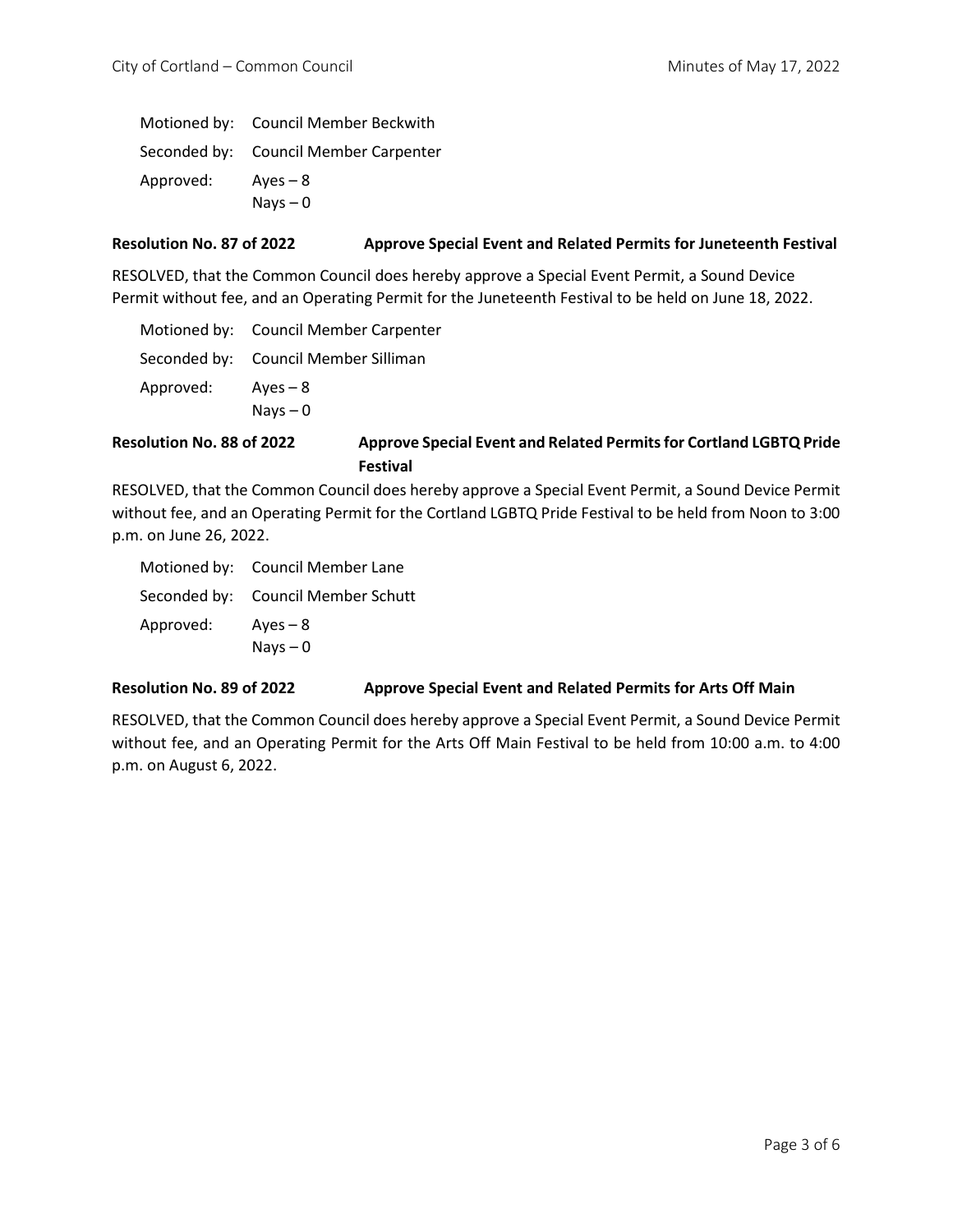Motioned by: Council Member Beckwith

Seconded by: Council Member Carpenter

Approved: Ayes – 8
Nays – 0

**Resolution No. 87 of 2022 Approve Special Event and Related Permits for Juneteenth Festival**

RESOLVED, that the Common Council does hereby approve a Special Event Permit, a Sound Device Permit without fee, and an Operating Permit for the Juneteenth Festival to be held on June 18, 2022.

Motioned by: Council Member Carpenter

Seconded by: Council Member Silliman

Approved: Ayes – 8
Nays – 0

**Resolution No. 88 of 2022 Approve Special Event and Related Permits for Cortland LGBTQ Pride Festival**

RESOLVED, that the Common Council does hereby approve a Special Event Permit, a Sound Device Permit without fee, and an Operating Permit for the Cortland LGBTQ Pride Festival to be held from Noon to 3:00 p.m. on June 26, 2022.

Motioned by: Council Member Lane

Seconded by: Council Member Schutt

Approved: Ayes – 8
Nays – 0

**Resolution No. 89 of 2022 Approve Special Event and Related Permits for Arts Off Main**

RESOLVED, that the Common Council does hereby approve a Special Event Permit, a Sound Device Permit without fee, and an Operating Permit for the Arts Off Main Festival to be held from 10:00 a.m. to 4:00 p.m. on August 6, 2022.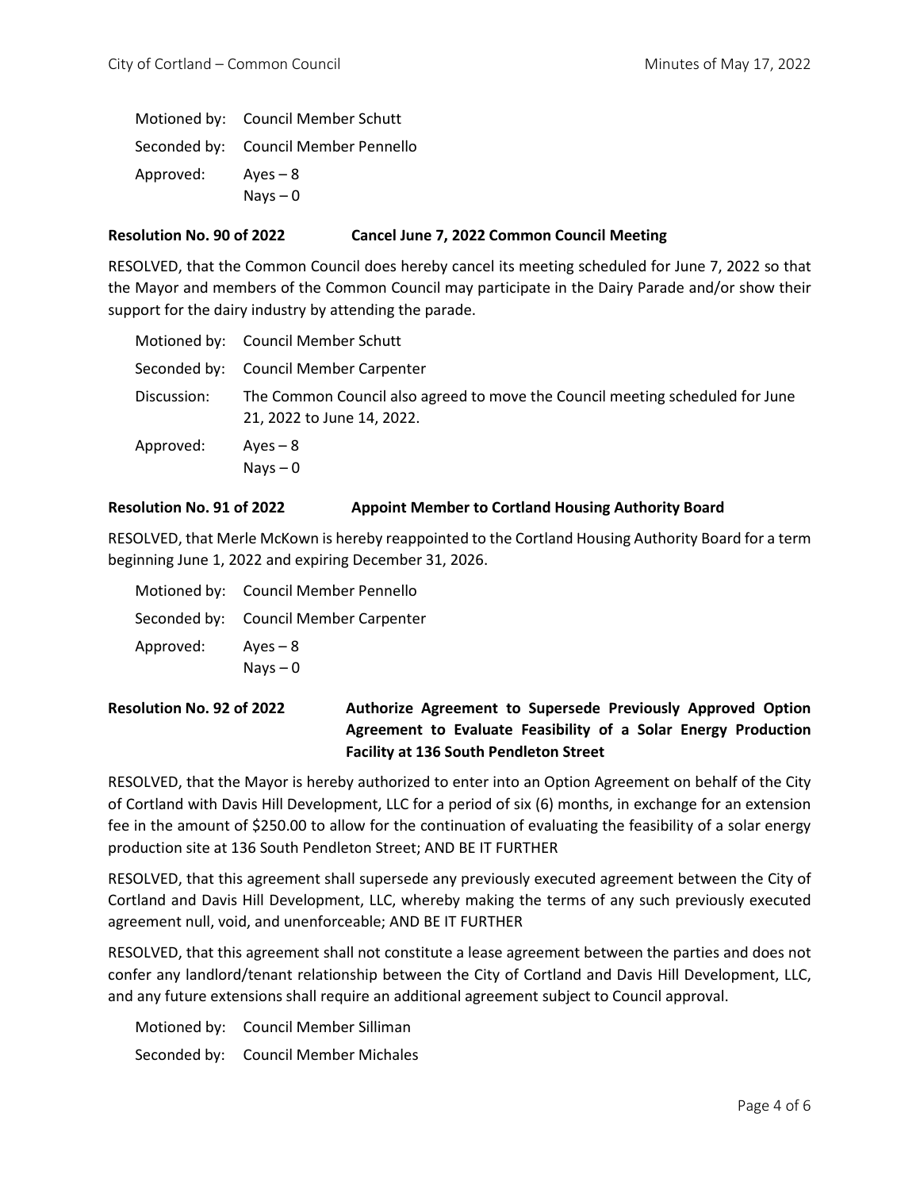Motioned by: Council Member Schutt

Seconded by: Council Member Pennello

Approved: Ayes – 8
Nays – 0

**Resolution No. 90 of 2022 Cancel June 7, 2022 Common Council Meeting**

RESOLVED, that the Common Council does hereby cancel its meeting scheduled for June 7, 2022 so that the Mayor and members of the Common Council may participate in the Dairy Parade and/or show their support for the dairy industry by attending the parade.

Motioned by: Council Member Schutt

Seconded by: Council Member Carpenter

Discussion: The Common Council also agreed to move the Council meeting scheduled for June 21, 2022 to June 14, 2022.

Approved: Ayes – 8
Nays – 0

**Resolution No. 91 of 2022 Appoint Member to Cortland Housing Authority Board**

RESOLVED, that Merle McKown is hereby reappointed to the Cortland Housing Authority Board for a term beginning June 1, 2022 and expiring December 31, 2026.

Motioned by: Council Member Pennello

Seconded by: Council Member Carpenter

Approved: Ayes – 8
Nays – 0

**Resolution No. 92 of 2022 Authorize Agreement to Supersede Previously Approved Option Agreement to Evaluate Feasibility of a Solar Energy Production Facility at 136 South Pendleton Street**

RESOLVED, that the Mayor is hereby authorized to enter into an Option Agreement on behalf of the City of Cortland with Davis Hill Development, LLC for a period of six (6) months, in exchange for an extension fee in the amount of $250.00 to allow for the continuation of evaluating the feasibility of a solar energy production site at 136 South Pendleton Street; AND BE IT FURTHER

RESOLVED, that this agreement shall supersede any previously executed agreement between the City of Cortland and Davis Hill Development, LLC, whereby making the terms of any such previously executed agreement null, void, and unenforceable; AND BE IT FURTHER

RESOLVED, that this agreement shall not constitute a lease agreement between the parties and does not confer any landlord/tenant relationship between the City of Cortland and Davis Hill Development, LLC, and any future extensions shall require an additional agreement subject to Council approval.

Motioned by: Council Member Silliman

Seconded by: Council Member Michales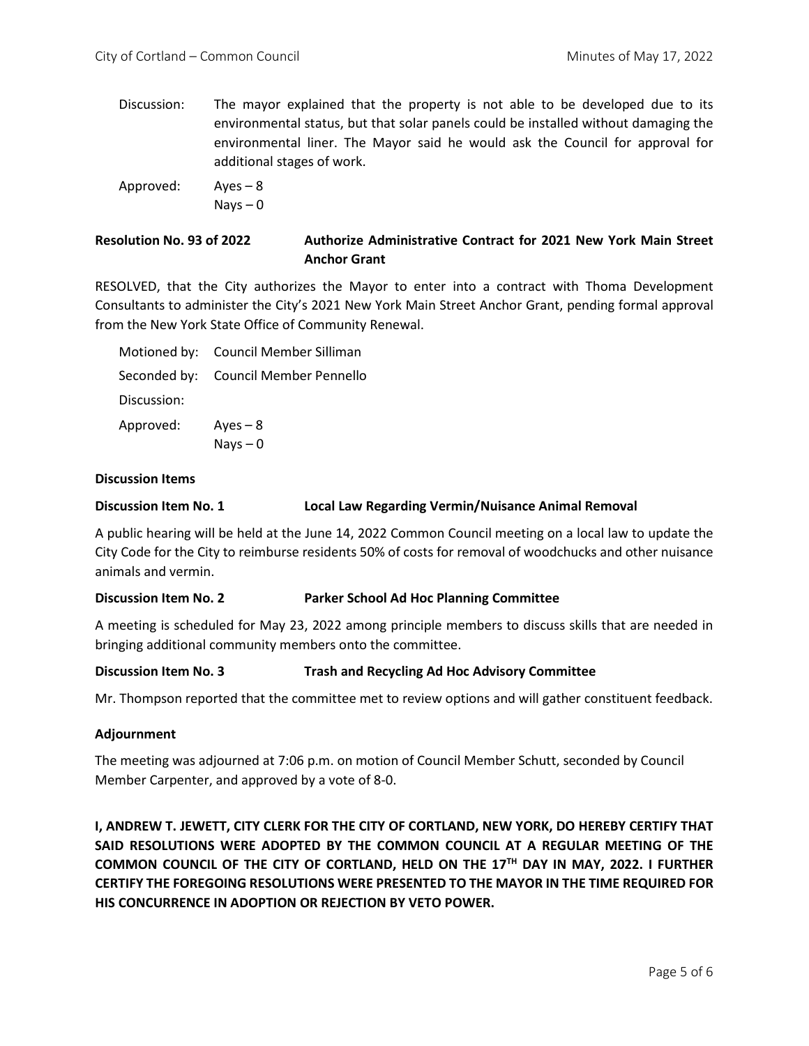Discussion: The mayor explained that the property is not able to be developed due to its environmental status, but that solar panels could be installed without damaging the environmental liner. The Mayor said he would ask the Council for approval for additional stages of work.

Approved: Ayes – 8
Nays – 0

**Resolution No. 93 of 2022 — Authorize Administrative Contract for 2021 New York Main Street Anchor Grant**

RESOLVED, that the City authorizes the Mayor to enter into a contract with Thoma Development Consultants to administer the City's 2021 New York Main Street Anchor Grant, pending formal approval from the New York State Office of Community Renewal.

Motioned by: Council Member Silliman

Seconded by: Council Member Pennello

Discussion:

Approved: Ayes – 8
Nays – 0

**Discussion Items**

**Discussion Item No. 1 — Local Law Regarding Vermin/Nuisance Animal Removal**

A public hearing will be held at the June 14, 2022 Common Council meeting on a local law to update the City Code for the City to reimburse residents 50% of costs for removal of woodchucks and other nuisance animals and vermin.

**Discussion Item No. 2 — Parker School Ad Hoc Planning Committee**

A meeting is scheduled for May 23, 2022 among principle members to discuss skills that are needed in bringing additional community members onto the committee.

**Discussion Item No. 3 — Trash and Recycling Ad Hoc Advisory Committee**

Mr. Thompson reported that the committee met to review options and will gather constituent feedback.

**Adjournment**

The meeting was adjourned at 7:06 p.m. on motion of Council Member Schutt, seconded by Council Member Carpenter, and approved by a vote of 8-0.

**I, ANDREW T. JEWETT, CITY CLERK FOR THE CITY OF CORTLAND, NEW YORK, DO HEREBY CERTIFY THAT SAID RESOLUTIONS WERE ADOPTED BY THE COMMON COUNCIL AT A REGULAR MEETING OF THE COMMON COUNCIL OF THE CITY OF CORTLAND, HELD ON THE 17TH DAY IN MAY, 2022. I FURTHER CERTIFY THE FOREGOING RESOLUTIONS WERE PRESENTED TO THE MAYOR IN THE TIME REQUIRED FOR HIS CONCURRENCE IN ADOPTION OR REJECTION BY VETO POWER.**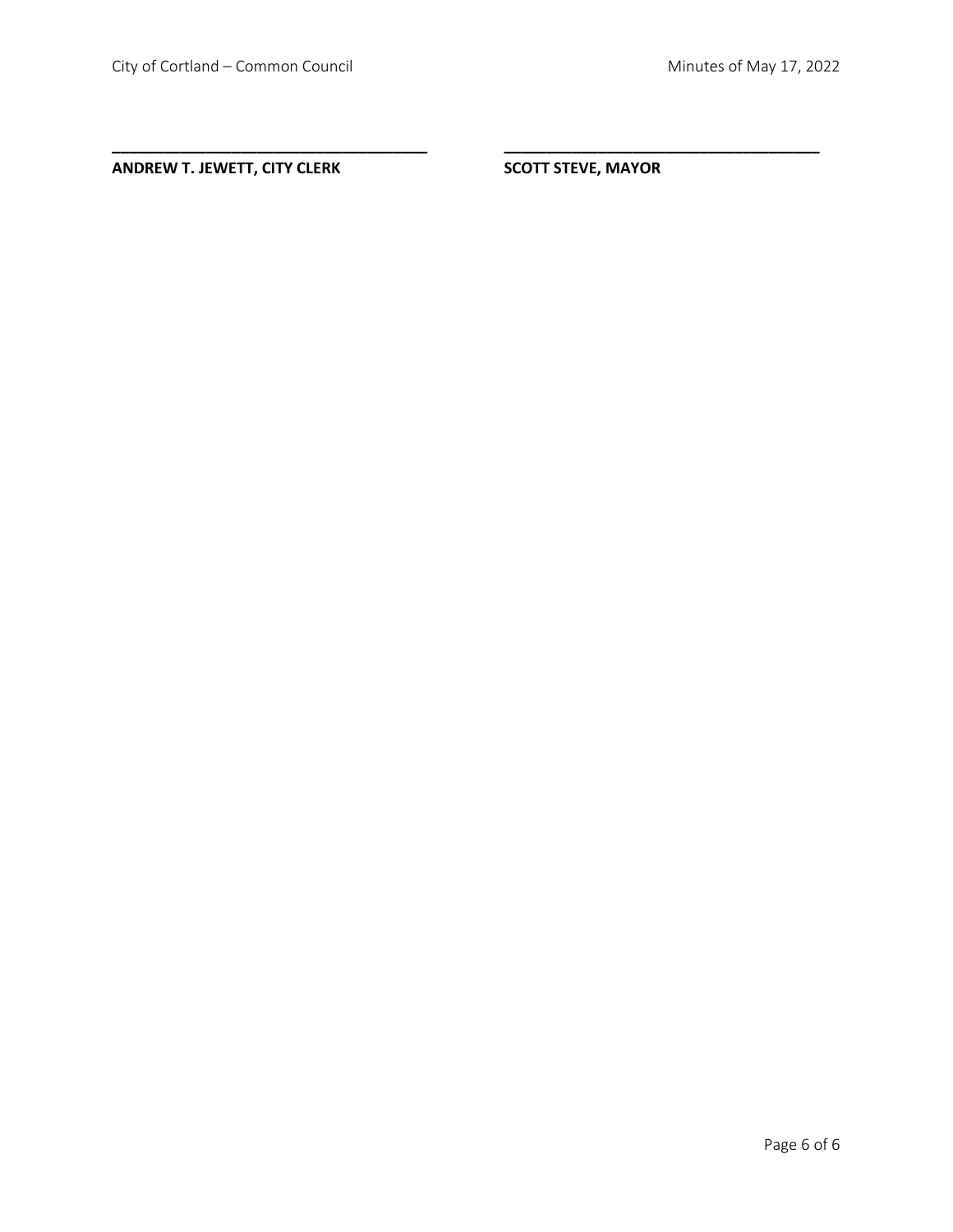_____________________________________ _____________________________________

**ANDREW T. JEWETT, CITY CLERK** **SCOTT STEVE, MAYOR**